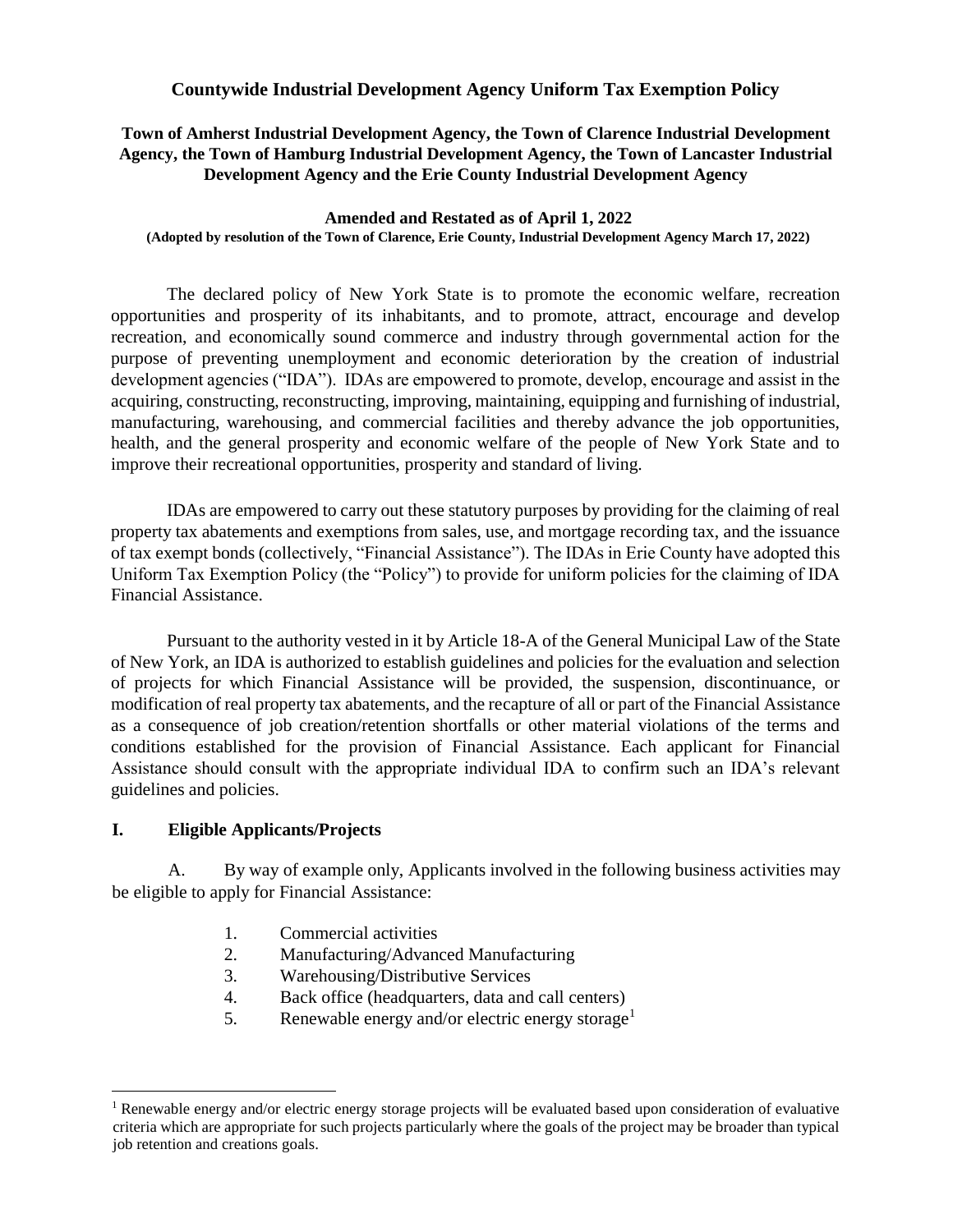# Countywide Industrial Development Agency Uniform Tax Exemption Policy

## Town of Amherst Industrial Development Agency, the Town of Clarence Industrial Development Agency, the Town of Hamburg Industrial Development Agency, the Town of Lancaster Industrial Development Agency and the Erie County Industrial Development Agency

**Amended and Restated as of April 1, 2022**

**(Adopted by resolution of the Town of Clarence, Erie County, Industrial Development Agency March 17, 2022)**

The declared policy of New York State is to promote the economic welfare, recreation opportunities and prosperity of its inhabitants, and to promote, attract, encourage and develop recreation, and economically sound commerce and industry through governmental action for the purpose of preventing unemployment and economic deterioration by the creation of industrial development agencies ("IDA"). IDAs are empowered to promote, develop, encourage and assist in the acquiring, constructing, reconstructing, improving, maintaining, equipping and furnishing of industrial, manufacturing, warehousing, and commercial facilities and thereby advance the job opportunities, health, and the general prosperity and economic welfare of the people of New York State and to improve their recreational opportunities, prosperity and standard of living.

IDAs are empowered to carry out these statutory purposes by providing for the claiming of real property tax abatements and exemptions from sales, use, and mortgage recording tax, and the issuance of tax exempt bonds (collectively, "Financial Assistance"). The IDAs in Erie County have adopted this Uniform Tax Exemption Policy (the "Policy") to provide for uniform policies for the claiming of IDA Financial Assistance.

Pursuant to the authority vested in it by Article 18-A of the General Municipal Law of the State of New York, an IDA is authorized to establish guidelines and policies for the evaluation and selection of projects for which Financial Assistance will be provided, the suspension, discontinuance, or modification of real property tax abatements, and the recapture of all or part of the Financial Assistance as a consequence of job creation/retention shortfalls or other material violations of the terms and conditions established for the provision of Financial Assistance. Each applicant for Financial Assistance should consult with the appropriate individual IDA to confirm such an IDA's relevant guidelines and policies.

## I. Eligible Applicants/Projects

A. By way of example only, Applicants involved in the following business activities may be eligible to apply for Financial Assistance:

1. Commercial activities
2. Manufacturing/Advanced Manufacturing
3. Warehousing/Distributive Services
4. Back office (headquarters, data and call centers)
5. Renewable energy and/or electric energy storage[1]

---

[1] Renewable energy and/or electric energy storage projects will be evaluated based upon consideration of evaluative criteria which are appropriate for such projects particularly where the goals of the project may be broader than typical job retention and creations goals.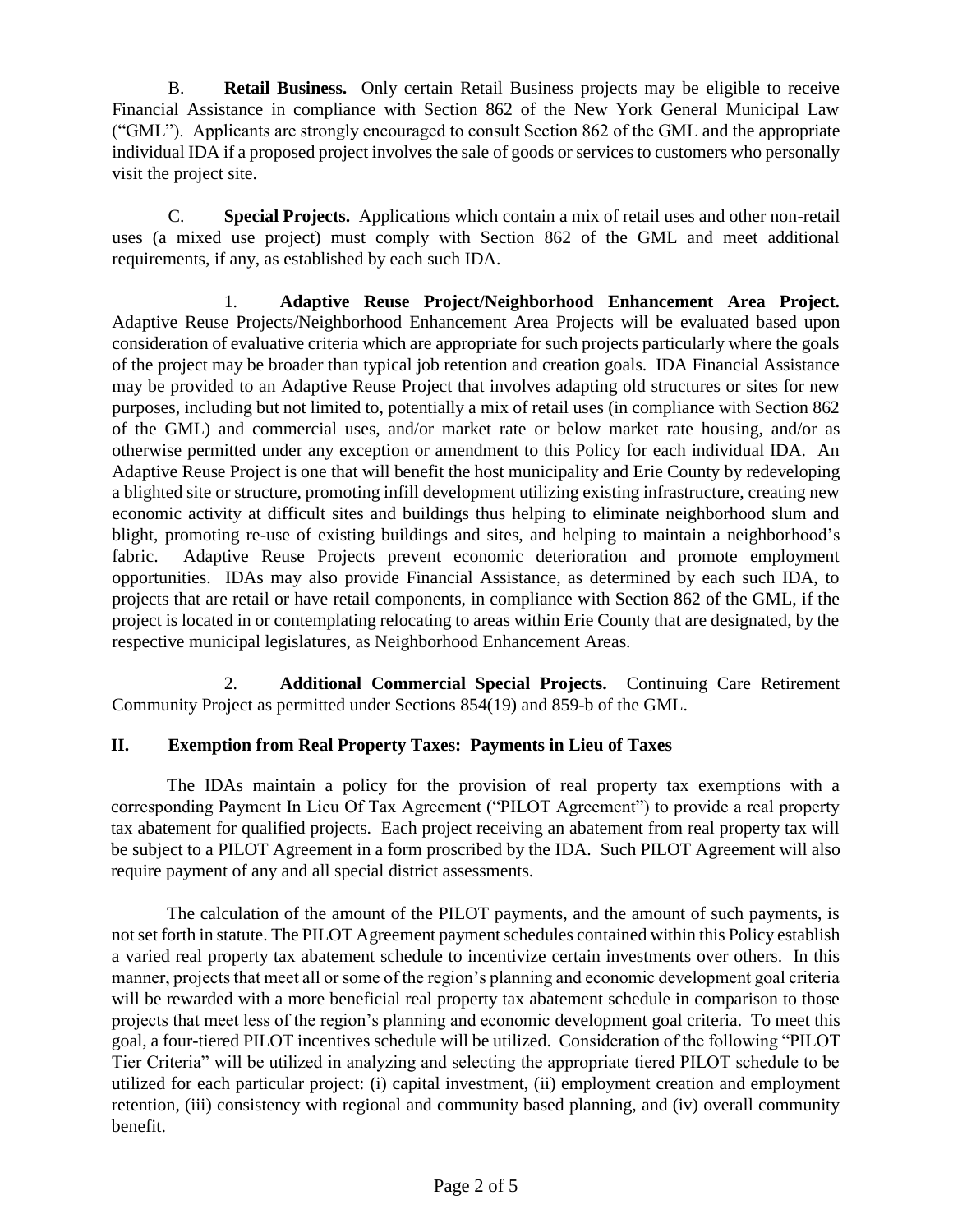B. **Retail Business.** Only certain Retail Business projects may be eligible to receive Financial Assistance in compliance with Section 862 of the New York General Municipal Law ("GML"). Applicants are strongly encouraged to consult Section 862 of the GML and the appropriate individual IDA if a proposed project involves the sale of goods or services to customers who personally visit the project site.

C. **Special Projects.** Applications which contain a mix of retail uses and other non-retail uses (a mixed use project) must comply with Section 862 of the GML and meet additional requirements, if any, as established by each such IDA.

1. **Adaptive Reuse Project/Neighborhood Enhancement Area Project.** Adaptive Reuse Projects/Neighborhood Enhancement Area Projects will be evaluated based upon consideration of evaluative criteria which are appropriate for such projects particularly where the goals of the project may be broader than typical job retention and creation goals. IDA Financial Assistance may be provided to an Adaptive Reuse Project that involves adapting old structures or sites for new purposes, including but not limited to, potentially a mix of retail uses (in compliance with Section 862 of the GML) and commercial uses, and/or market rate or below market rate housing, and/or as otherwise permitted under any exception or amendment to this Policy for each individual IDA. An Adaptive Reuse Project is one that will benefit the host municipality and Erie County by redeveloping a blighted site or structure, promoting infill development utilizing existing infrastructure, creating new economic activity at difficult sites and buildings thus helping to eliminate neighborhood slum and blight, promoting re-use of existing buildings and sites, and helping to maintain a neighborhood's fabric. Adaptive Reuse Projects prevent economic deterioration and promote employment opportunities. IDAs may also provide Financial Assistance, as determined by each such IDA, to projects that are retail or have retail components, in compliance with Section 862 of the GML, if the project is located in or contemplating relocating to areas within Erie County that are designated, by the respective municipal legislatures, as Neighborhood Enhancement Areas.

2. **Additional Commercial Special Projects.** Continuing Care Retirement Community Project as permitted under Sections 854(19) and 859-b of the GML.

## II. Exemption from Real Property Taxes: Payments in Lieu of Taxes

The IDAs maintain a policy for the provision of real property tax exemptions with a corresponding Payment In Lieu Of Tax Agreement ("PILOT Agreement") to provide a real property tax abatement for qualified projects. Each project receiving an abatement from real property tax will be subject to a PILOT Agreement in a form proscribed by the IDA. Such PILOT Agreement will also require payment of any and all special district assessments.

The calculation of the amount of the PILOT payments, and the amount of such payments, is not set forth in statute. The PILOT Agreement payment schedules contained within this Policy establish a varied real property tax abatement schedule to incentivize certain investments over others. In this manner, projects that meet all or some of the region's planning and economic development goal criteria will be rewarded with a more beneficial real property tax abatement schedule in comparison to those projects that meet less of the region's planning and economic development goal criteria. To meet this goal, a four-tiered PILOT incentives schedule will be utilized. Consideration of the following "PILOT Tier Criteria" will be utilized in analyzing and selecting the appropriate tiered PILOT schedule to be utilized for each particular project: (i) capital investment, (ii) employment creation and employment retention, (iii) consistency with regional and community based planning, and (iv) overall community benefit.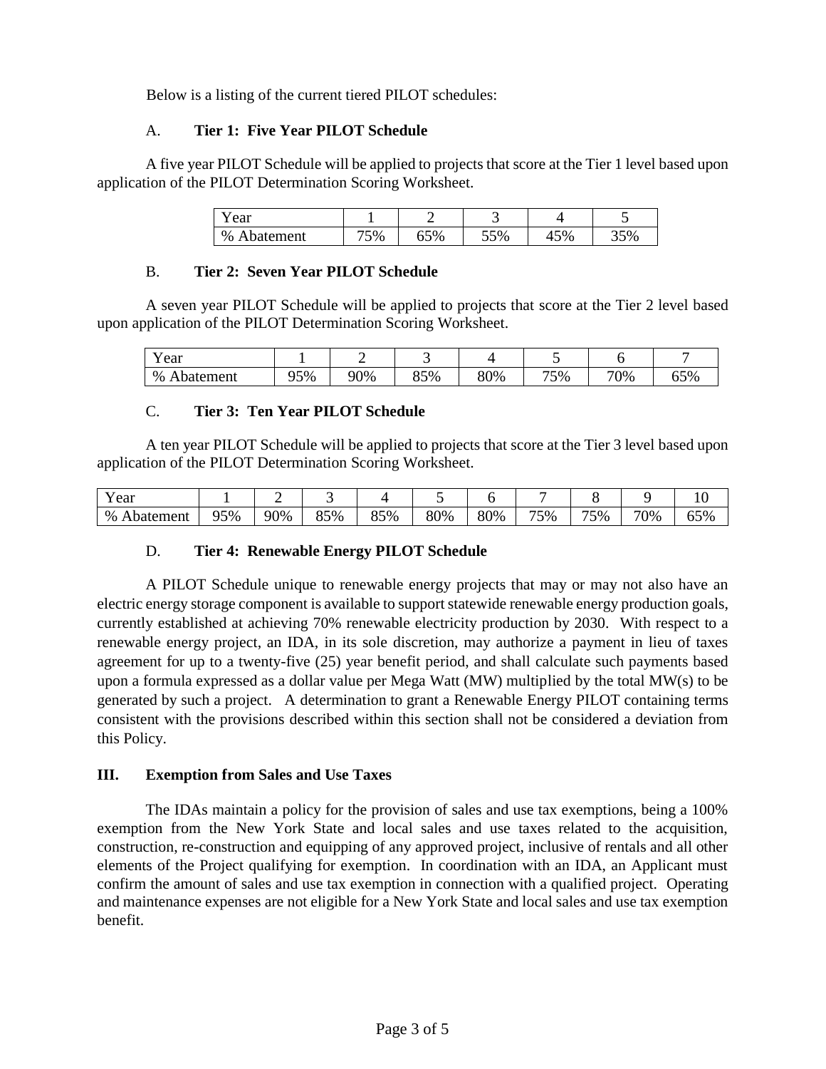Below is a listing of the current tiered PILOT schedules:

### A. Tier 1: Five Year PILOT Schedule

A five year PILOT Schedule will be applied to projects that score at the Tier 1 level based upon application of the PILOT Determination Scoring Worksheet.

| Year | 1 | 2 | 3 | 4 | 5 |
|---|---|---|---|---|---|
| % Abatement | 75% | 65% | 55% | 45% | 35% |

### B. Tier 2: Seven Year PILOT Schedule

A seven year PILOT Schedule will be applied to projects that score at the Tier 2 level based upon application of the PILOT Determination Scoring Worksheet.

| Year | 1 | 2 | 3 | 4 | 5 | 6 | 7 |
|---|---|---|---|---|---|---|---|
| % Abatement | 95% | 90% | 85% | 80% | 75% | 70% | 65% |

### C. Tier 3: Ten Year PILOT Schedule

A ten year PILOT Schedule will be applied to projects that score at the Tier 3 level based upon application of the PILOT Determination Scoring Worksheet.

| Year | 1 | 2 | 3 | 4 | 5 | 6 | 7 | 8 | 9 | 10 |
|---|---|---|---|---|---|---|---|---|---|---|
| % Abatement | 95% | 90% | 85% | 85% | 80% | 80% | 75% | 75% | 70% | 65% |

### D. Tier 4: Renewable Energy PILOT Schedule

A PILOT Schedule unique to renewable energy projects that may or may not also have an electric energy storage component is available to support statewide renewable energy production goals, currently established at achieving 70% renewable electricity production by 2030. With respect to a renewable energy project, an IDA, in its sole discretion, may authorize a payment in lieu of taxes agreement for up to a twenty-five (25) year benefit period, and shall calculate such payments based upon a formula expressed as a dollar value per Mega Watt (MW) multiplied by the total MW(s) to be generated by such a project. A determination to grant a Renewable Energy PILOT containing terms consistent with the provisions described within this section shall not be considered a deviation from this Policy.

## III. Exemption from Sales and Use Taxes

The IDAs maintain a policy for the provision of sales and use tax exemptions, being a 100% exemption from the New York State and local sales and use taxes related to the acquisition, construction, re-construction and equipping of any approved project, inclusive of rentals and all other elements of the Project qualifying for exemption. In coordination with an IDA, an Applicant must confirm the amount of sales and use tax exemption in connection with a qualified project. Operating and maintenance expenses are not eligible for a New York State and local sales and use tax exemption benefit.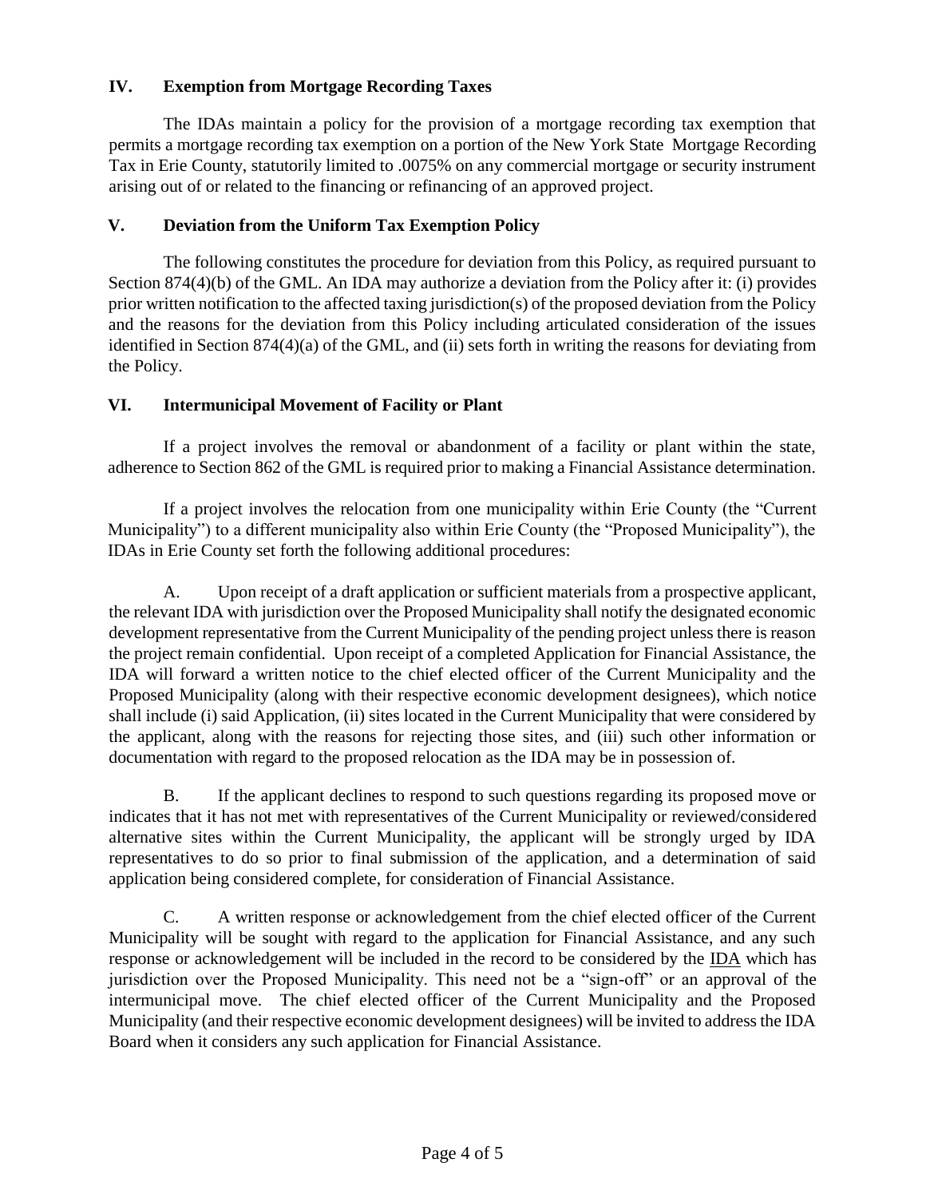## IV. Exemption from Mortgage Recording Taxes

The IDAs maintain a policy for the provision of a mortgage recording tax exemption that permits a mortgage recording tax exemption on a portion of the New York State Mortgage Recording Tax in Erie County, statutorily limited to .0075% on any commercial mortgage or security instrument arising out of or related to the financing or refinancing of an approved project.

## V. Deviation from the Uniform Tax Exemption Policy

The following constitutes the procedure for deviation from this Policy, as required pursuant to Section 874(4)(b) of the GML. An IDA may authorize a deviation from the Policy after it: (i) provides prior written notification to the affected taxing jurisdiction(s) of the proposed deviation from the Policy and the reasons for the deviation from this Policy including articulated consideration of the issues identified in Section 874(4)(a) of the GML, and (ii) sets forth in writing the reasons for deviating from the Policy.

## VI. Intermunicipal Movement of Facility or Plant

If a project involves the removal or abandonment of a facility or plant within the state, adherence to Section 862 of the GML is required prior to making a Financial Assistance determination.

If a project involves the relocation from one municipality within Erie County (the "Current Municipality") to a different municipality also within Erie County (the "Proposed Municipality"), the IDAs in Erie County set forth the following additional procedures:

A. Upon receipt of a draft application or sufficient materials from a prospective applicant, the relevant IDA with jurisdiction over the Proposed Municipality shall notify the designated economic development representative from the Current Municipality of the pending project unless there is reason the project remain confidential. Upon receipt of a completed Application for Financial Assistance, the IDA will forward a written notice to the chief elected officer of the Current Municipality and the Proposed Municipality (along with their respective economic development designees), which notice shall include (i) said Application, (ii) sites located in the Current Municipality that were considered by the applicant, along with the reasons for rejecting those sites, and (iii) such other information or documentation with regard to the proposed relocation as the IDA may be in possession of.

B. If the applicant declines to respond to such questions regarding its proposed move or indicates that it has not met with representatives of the Current Municipality or reviewed/considered alternative sites within the Current Municipality, the applicant will be strongly urged by IDA representatives to do so prior to final submission of the application, and a determination of said application being considered complete, for consideration of Financial Assistance.

C. A written response or acknowledgement from the chief elected officer of the Current Municipality will be sought with regard to the application for Financial Assistance, and any such response or acknowledgement will be included in the record to be considered by the IDA which has jurisdiction over the Proposed Municipality. This need not be a "sign-off" or an approval of the intermunicipal move. The chief elected officer of the Current Municipality and the Proposed Municipality (and their respective economic development designees) will be invited to address the IDA Board when it considers any such application for Financial Assistance.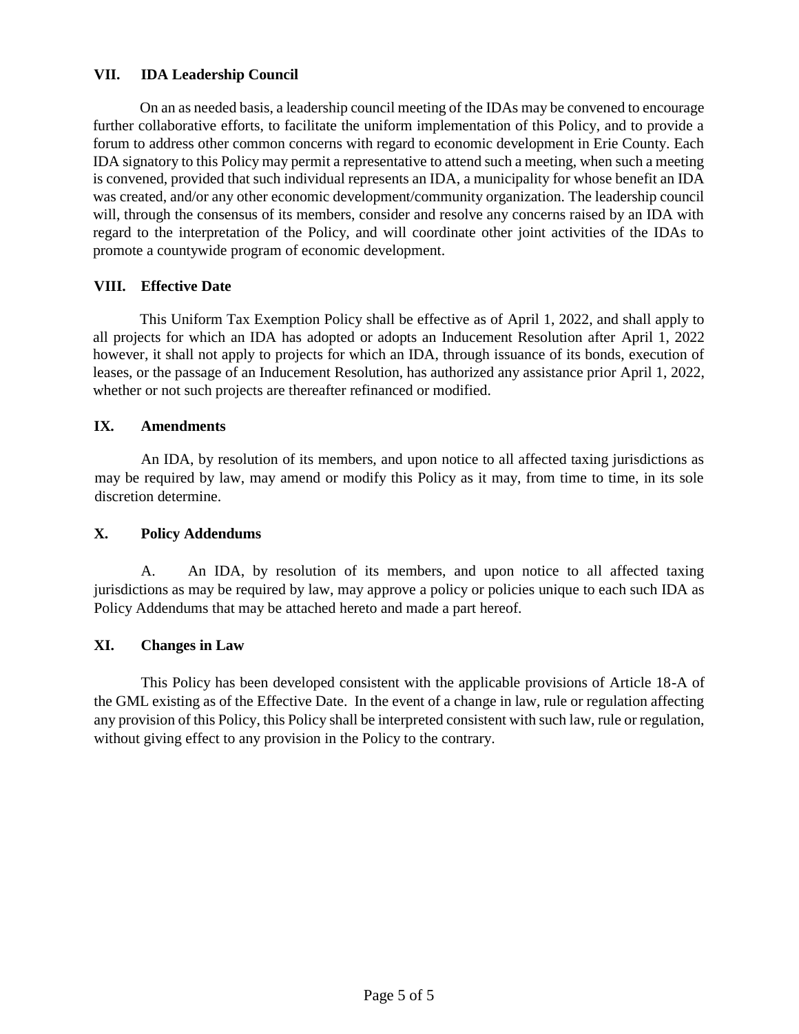## VII. IDA Leadership Council

On an as needed basis, a leadership council meeting of the IDAs may be convened to encourage further collaborative efforts, to facilitate the uniform implementation of this Policy, and to provide a forum to address other common concerns with regard to economic development in Erie County. Each IDA signatory to this Policy may permit a representative to attend such a meeting, when such a meeting is convened, provided that such individual represents an IDA, a municipality for whose benefit an IDA was created, and/or any other economic development/community organization. The leadership council will, through the consensus of its members, consider and resolve any concerns raised by an IDA with regard to the interpretation of the Policy, and will coordinate other joint activities of the IDAs to promote a countywide program of economic development.

## VIII. Effective Date

This Uniform Tax Exemption Policy shall be effective as of April 1, 2022, and shall apply to all projects for which an IDA has adopted or adopts an Inducement Resolution after April 1, 2022 however, it shall not apply to projects for which an IDA, through issuance of its bonds, execution of leases, or the passage of an Inducement Resolution, has authorized any assistance prior April 1, 2022, whether or not such projects are thereafter refinanced or modified.

## IX. Amendments

An IDA, by resolution of its members, and upon notice to all affected taxing jurisdictions as may be required by law, may amend or modify this Policy as it may, from time to time, in its sole discretion determine.

## X. Policy Addendums

A. An IDA, by resolution of its members, and upon notice to all affected taxing jurisdictions as may be required by law, may approve a policy or policies unique to each such IDA as Policy Addendums that may be attached hereto and made a part hereof.

## XI. Changes in Law

This Policy has been developed consistent with the applicable provisions of Article 18-A of the GML existing as of the Effective Date. In the event of a change in law, rule or regulation affecting any provision of this Policy, this Policy shall be interpreted consistent with such law, rule or regulation, without giving effect to any provision in the Policy to the contrary.